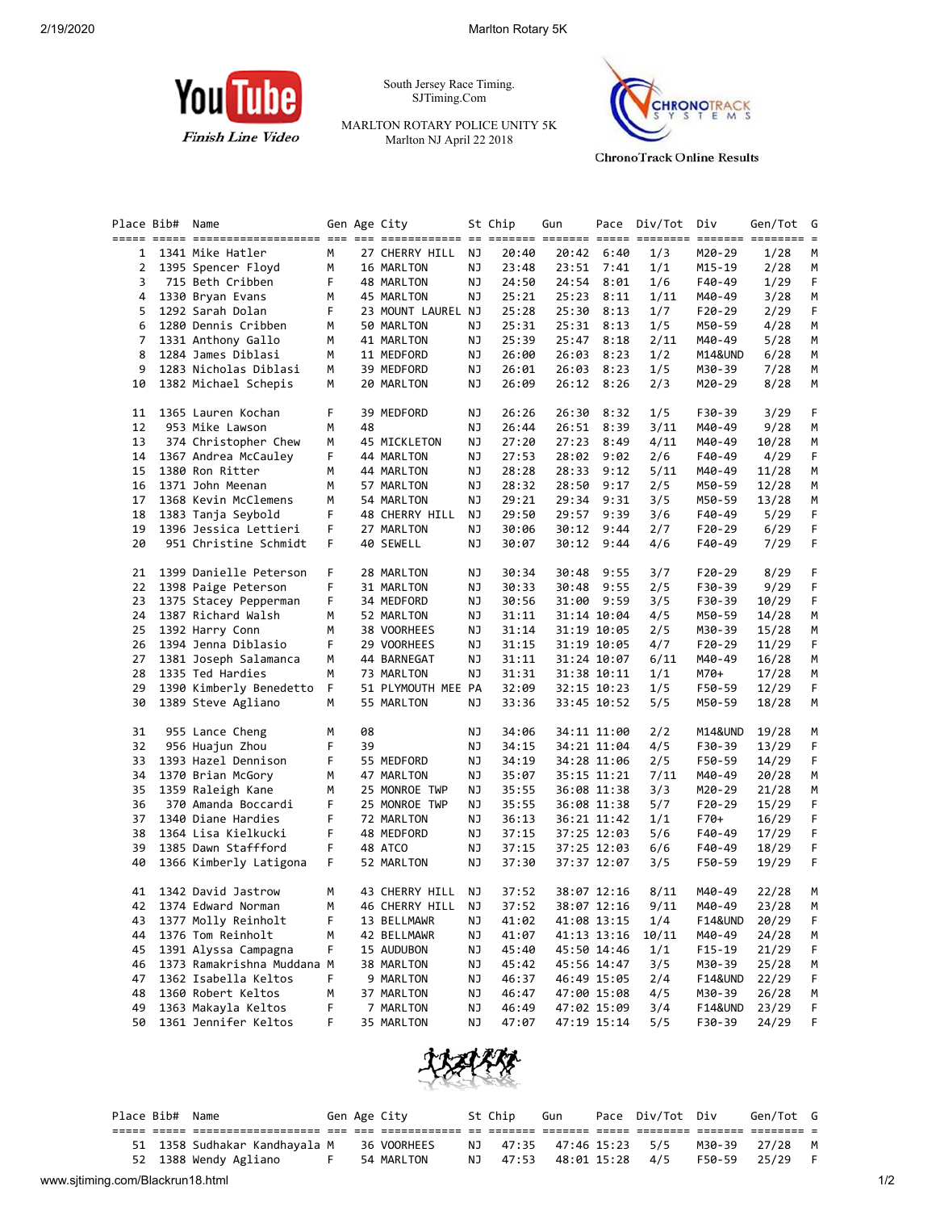South Jersey Race Timing.
SJTiming.Com

MARLTON ROTARY POLICE UNITY 5K
Marlton NJ April 22 2018

YouTube Finish Line Video

ChronoTrack Online Results

| Place | Bib# | Name | Gen | Age | City | St | Chip | Gun | Pace | Div/Tot | Div | Gen/Tot | G |
|---|---|---|---|---|---|---|---|---|---|---|---|---|---|
| 1 | 1341 | Mike Hatler | M | 27 | CHERRY HILL | NJ | 20:40 | 20:42 | 6:40 | 1/3 | M20-29 | 1/28 | M |
| 2 | 1395 | Spencer Floyd | M | 16 | MARLTON | NJ | 23:48 | 23:51 | 7:41 | 1/1 | M15-19 | 2/28 | M |
| 3 | 715 | Beth Cribben | F | 48 | MARLTON | NJ | 24:50 | 24:54 | 8:01 | 1/6 | F40-49 | 1/29 | F |
| 4 | 1330 | Bryan Evans | M | 45 | MARLTON | NJ | 25:21 | 25:23 | 8:11 | 1/11 | M40-49 | 3/28 | M |
| 5 | 1292 | Sarah Dolan | F | 23 | MOUNT LAUREL | NJ | 25:28 | 25:30 | 8:13 | 1/7 | F20-29 | 2/29 | F |
| 6 | 1280 | Dennis Cribben | M | 50 | MARLTON | NJ | 25:31 | 25:31 | 8:13 | 1/5 | M50-59 | 4/28 | M |
| 7 | 1331 | Anthony Gallo | M | 41 | MARLTON | NJ | 25:39 | 25:47 | 8:18 | 2/11 | M40-49 | 5/28 | M |
| 8 | 1284 | James Diblasi | M | 11 | MEDFORD | NJ | 26:00 | 26:03 | 8:23 | 1/2 | M14&UND | 6/28 | M |
| 9 | 1283 | Nicholas Diblasi | M | 39 | MEDFORD | NJ | 26:01 | 26:03 | 8:23 | 1/5 | M30-39 | 7/28 | M |
| 10 | 1382 | Michael Schepis | M | 20 | MARLTON | NJ | 26:09 | 26:12 | 8:26 | 2/3 | M20-29 | 8/28 | M |
| 11 | 1365 | Lauren Kochan | F | 39 | MEDFORD | NJ | 26:26 | 26:30 | 8:32 | 1/5 | F30-39 | 3/29 | F |
| 12 | 953 | Mike Lawson | M | 48 | | NJ | 26:44 | 26:51 | 8:39 | 3/11 | M40-49 | 9/28 | M |
| 13 | 374 | Christopher Chew | M | 45 | MICKLETON | NJ | 27:20 | 27:23 | 8:49 | 4/11 | M40-49 | 10/28 | M |
| 14 | 1367 | Andrea McCauley | F | 44 | MARLTON | NJ | 27:53 | 28:02 | 9:02 | 2/6 | F40-49 | 4/29 | F |
| 15 | 1380 | Ron Ritter | M | 44 | MARLTON | NJ | 28:28 | 28:33 | 9:12 | 5/11 | M40-49 | 11/28 | M |
| 16 | 1371 | John Meenan | M | 57 | MARLTON | NJ | 28:32 | 28:50 | 9:17 | 2/5 | M50-59 | 12/28 | M |
| 17 | 1368 | Kevin McClemens | M | 54 | MARLTON | NJ | 29:21 | 29:34 | 9:31 | 3/5 | M50-59 | 13/28 | M |
| 18 | 1383 | Tanja Seybold | F | 48 | CHERRY HILL | NJ | 29:50 | 29:57 | 9:39 | 3/6 | F40-49 | 5/29 | F |
| 19 | 1396 | Jessica Lettieri | F | 27 | MARLTON | NJ | 30:06 | 30:12 | 9:44 | 2/7 | F20-29 | 6/29 | F |
| 20 | 951 | Christine Schmidt | F | 40 | SEWELL | NJ | 30:07 | 30:12 | 9:44 | 4/6 | F40-49 | 7/29 | F |
| 21 | 1399 | Danielle Peterson | F | 28 | MARLTON | NJ | 30:34 | 30:48 | 9:55 | 3/7 | F20-29 | 8/29 | F |
| 22 | 1398 | Paige Peterson | F | 31 | MARLTON | NJ | 30:33 | 30:48 | 9:55 | 2/5 | F30-39 | 9/29 | F |
| 23 | 1375 | Stacey Pepperman | F | 34 | MEDFORD | NJ | 30:56 | 31:00 | 9:59 | 3/5 | F30-39 | 10/29 | F |
| 24 | 1387 | Richard Walsh | M | 52 | MARLTON | NJ | 31:11 | 31:14 | 10:04 | 4/5 | M50-59 | 14/28 | M |
| 25 | 1392 | Harry Conn | M | 38 | VOORHEES | NJ | 31:14 | 31:19 | 10:05 | 2/5 | M30-39 | 15/28 | M |
| 26 | 1394 | Jenna Diblasio | F | 29 | VOORHEES | NJ | 31:15 | 31:19 | 10:05 | 4/7 | F20-29 | 11/29 | F |
| 27 | 1381 | Joseph Salamanca | M | 44 | BARNEGAT | NJ | 31:11 | 31:24 | 10:07 | 6/11 | M40-49 | 16/28 | M |
| 28 | 1335 | Ted Hardies | M | 73 | MARLTON | NJ | 31:31 | 31:38 | 10:11 | 1/1 | M70+ | 17/28 | M |
| 29 | 1390 | Kimberly Benedetto | F | 51 | PLYMOUTH MEE | PA | 32:09 | 32:15 | 10:23 | 1/5 | F50-59 | 12/29 | F |
| 30 | 1389 | Steve Agliano | M | 55 | MARLTON | NJ | 33:36 | 33:45 | 10:52 | 5/5 | M50-59 | 18/28 | M |
| 31 | 955 | Lance Cheng | M | 08 | | NJ | 34:06 | 34:11 | 11:00 | 2/2 | M14&UND | 19/28 | M |
| 32 | 956 | Huajun Zhou | F | 39 | | NJ | 34:15 | 34:21 | 11:04 | 4/5 | F30-39 | 13/29 | F |
| 33 | 1393 | Hazel Dennison | F | 55 | MEDFORD | NJ | 34:19 | 34:28 | 11:06 | 2/5 | F50-59 | 14/29 | F |
| 34 | 1370 | Brian McGory | M | 47 | MARLTON | NJ | 35:07 | 35:15 | 11:21 | 7/11 | M40-49 | 20/28 | M |
| 35 | 1359 | Raleigh Kane | M | 25 | MONROE TWP | NJ | 35:55 | 36:08 | 11:38 | 3/3 | M20-29 | 21/28 | M |
| 36 | 370 | Amanda Boccardi | F | 25 | MONROE TWP | NJ | 35:55 | 36:08 | 11:38 | 5/7 | F20-29 | 15/29 | F |
| 37 | 1340 | Diane Hardies | F | 72 | MARLTON | NJ | 36:13 | 36:21 | 11:42 | 1/1 | F70+ | 16/29 | F |
| 38 | 1364 | Lisa Kielkucki | F | 48 | MEDFORD | NJ | 37:15 | 37:25 | 12:03 | 5/6 | F40-49 | 17/29 | F |
| 39 | 1385 | Dawn Staffford | F | 48 | ATCO | NJ | 37:15 | 37:25 | 12:03 | 6/6 | F40-49 | 18/29 | F |
| 40 | 1366 | Kimberly Latigona | F | 52 | MARLTON | NJ | 37:30 | 37:37 | 12:07 | 3/5 | F50-59 | 19/29 | F |
| 41 | 1342 | David Jastrow | M | 43 | CHERRY HILL | NJ | 37:52 | 38:07 | 12:16 | 8/11 | M40-49 | 22/28 | M |
| 42 | 1374 | Edward Norman | M | 46 | CHERRY HILL | NJ | 37:52 | 38:07 | 12:16 | 9/11 | M40-49 | 23/28 | M |
| 43 | 1377 | Molly Reinholt | F | 13 | BELLMAWR | NJ | 41:02 | 41:08 | 13:15 | 1/4 | F14&UND | 20/29 | F |
| 44 | 1376 | Tom Reinholt | M | 42 | BELLMAWR | NJ | 41:07 | 41:13 | 13:16 | 10/11 | M40-49 | 24/28 | M |
| 45 | 1391 | Alyssa Campagna | F | 15 | AUDUBON | NJ | 45:40 | 45:50 | 14:46 | 1/1 | F15-19 | 21/29 | F |
| 46 | 1373 | Ramakrishna Muddana | M | 38 | MARLTON | NJ | 45:42 | 45:56 | 14:47 | 3/5 | M30-39 | 25/28 | M |
| 47 | 1362 | Isabella Keltos | F | 9 | MARLTON | NJ | 46:37 | 46:49 | 15:05 | 2/4 | F14&UND | 22/29 | F |
| 48 | 1360 | Robert Keltos | M | 37 | MARLTON | NJ | 46:47 | 47:00 | 15:08 | 4/5 | M30-39 | 26/28 | M |
| 49 | 1363 | Makayla Keltos | F | 7 | MARLTON | NJ | 46:49 | 47:02 | 15:09 | 3/4 | F14&UND | 23/29 | F |
| 50 | 1361 | Jennifer Keltos | F | 35 | MARLTON | NJ | 47:07 | 47:19 | 15:14 | 5/5 | F30-39 | 24/29 | F |
| 51 | 1358 | Sudhakar Kandhayala | M | 36 | VOORHEES | NJ | 47:35 | 47:46 | 15:23 | 5/5 | M30-39 | 27/28 | M |
| 52 | 1388 | Wendy Agliano | F | 54 | MARLTON | NJ | 47:53 | 48:01 | 15:28 | 4/5 | F50-59 | 25/29 | F |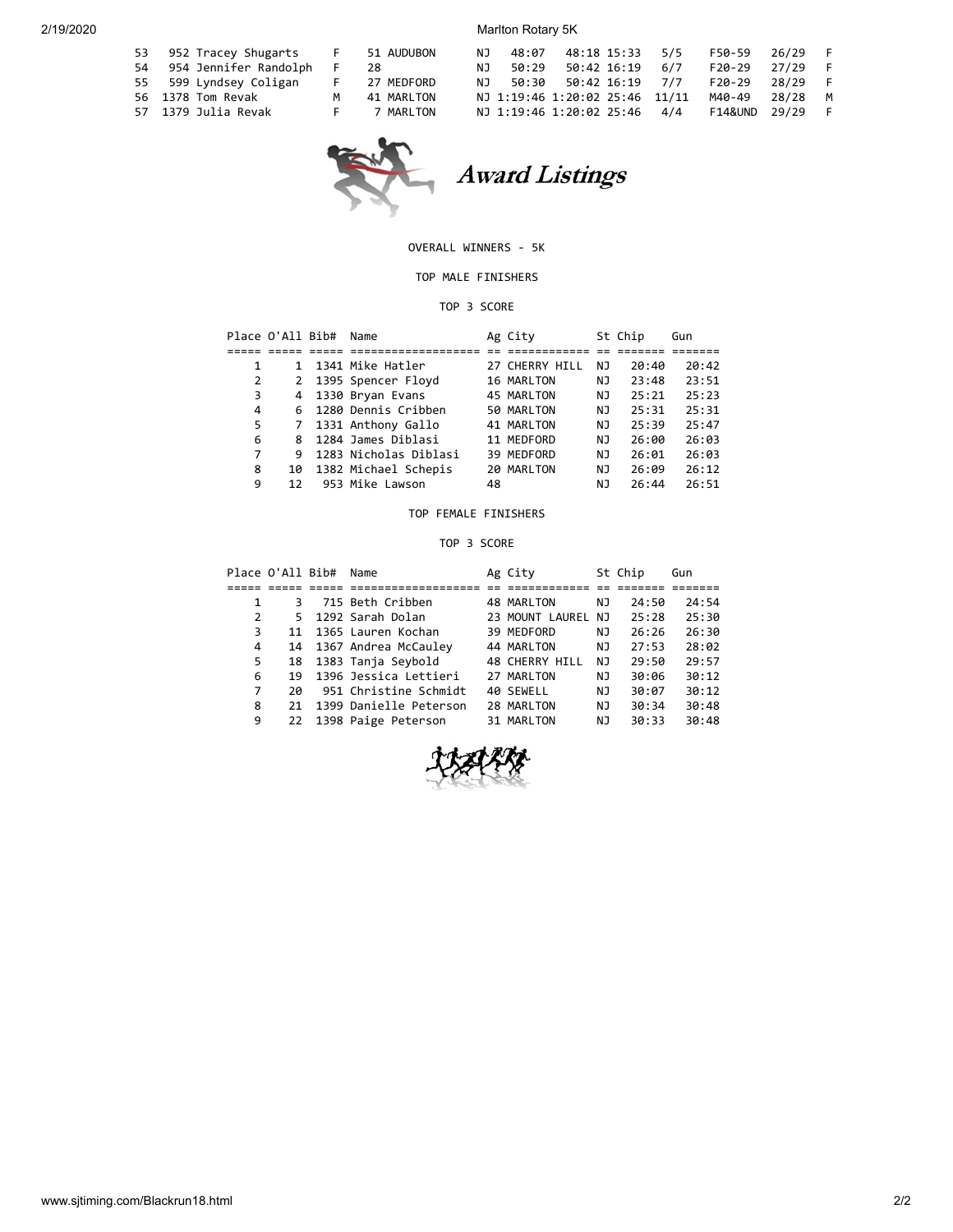| | | | | | | | | | | | | | |
|---|---|---|---|---|---|---|---|---|---|---|---|---|---|
| 53 | 952 | Tracey Shugarts | F | 51 | AUDUBON | NJ | 48:07 | 48:18 | 15:33 | 5/5 | F50-59 | 26/29 | F |
| 54 | 954 | Jennifer Randolph | F | 28 | | NJ | 50:29 | 50:42 | 16:19 | 6/7 | F20-29 | 27/29 | F |
| 55 | 599 | Lyndsey Coligan | F | 27 | MEDFORD | NJ | 50:30 | 50:42 | 16:19 | 7/7 | F20-29 | 28/29 | F |
| 56 | 1378 | Tom Revak | M | 41 | MARLTON | NJ | 1:19:46 | 1:20:02 | 25:46 | 11/11 | M40-49 | 28/28 | M |
| 57 | 1379 | Julia Revak | F | 7 | MARLTON | NJ | 1:19:46 | 1:20:02 | 25:46 | 4/4 | F14&UND | 29/29 | F |

# Award Listings

OVERALL WINNERS - 5K

TOP MALE FINISHERS

TOP 3 SCORE

| Place | O'All | Bib# | Name | Ag | City | St | Chip | Gun |
|---|---|---|---|---|---|---|---|---|
| 1 | 1 | 1341 | Mike Hatler | 27 | CHERRY HILL | NJ | 20:40 | 20:42 |
| 2 | 2 | 1395 | Spencer Floyd | 16 | MARLTON | NJ | 23:48 | 23:51 |
| 3 | 4 | 1330 | Bryan Evans | 45 | MARLTON | NJ | 25:21 | 25:23 |
| 4 | 6 | 1280 | Dennis Cribben | 50 | MARLTON | NJ | 25:31 | 25:31 |
| 5 | 7 | 1331 | Anthony Gallo | 41 | MARLTON | NJ | 25:39 | 25:47 |
| 6 | 8 | 1284 | James Diblasi | 11 | MEDFORD | NJ | 26:00 | 26:03 |
| 7 | 9 | 1283 | Nicholas Diblasi | 39 | MEDFORD | NJ | 26:01 | 26:03 |
| 8 | 10 | 1382 | Michael Schepis | 20 | MARLTON | NJ | 26:09 | 26:12 |
| 9 | 12 | 953 | Mike Lawson | 48 | | NJ | 26:44 | 26:51 |

TOP FEMALE FINISHERS

TOP 3 SCORE

| Place | O'All | Bib# | Name | Ag | City | St | Chip | Gun |
|---|---|---|---|---|---|---|---|---|
| 1 | 3 | 715 | Beth Cribben | 48 | MARLTON | NJ | 24:50 | 24:54 |
| 2 | 5 | 1292 | Sarah Dolan | 23 | MOUNT LAUREL | NJ | 25:28 | 25:30 |
| 3 | 11 | 1365 | Lauren Kochan | 39 | MEDFORD | NJ | 26:26 | 26:30 |
| 4 | 14 | 1367 | Andrea McCauley | 44 | MARLTON | NJ | 27:53 | 28:02 |
| 5 | 18 | 1383 | Tanja Seybold | 48 | CHERRY HILL | NJ | 29:50 | 29:57 |
| 6 | 19 | 1396 | Jessica Lettieri | 27 | MARLTON | NJ | 30:06 | 30:12 |
| 7 | 20 | 951 | Christine Schmidt | 40 | SEWELL | NJ | 30:07 | 30:12 |
| 8 | 21 | 1399 | Danielle Peterson | 28 | MARLTON | NJ | 30:34 | 30:48 |
| 9 | 22 | 1398 | Paige Peterson | 31 | MARLTON | NJ | 30:33 | 30:48 |